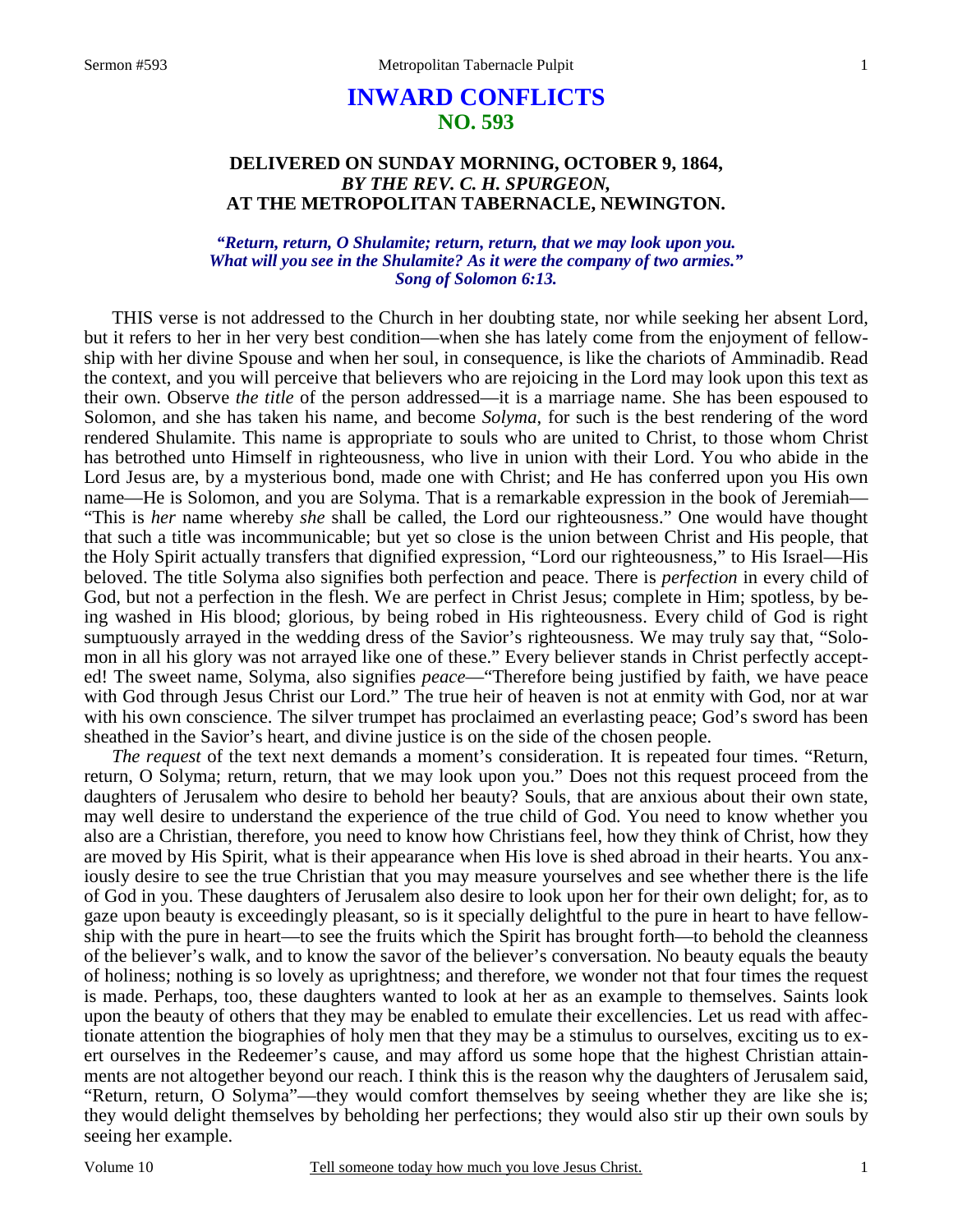# INWARD CONFLICTS
## NO. 593

### DELIVERED ON SUNDAY MORNING, OCTOBER 9, 1864, *BY THE REV. C. H. SPURGEON,* AT THE METROPOLITAN TABERNACLE, NEWINGTON.

*"Return, return, O Shulamite; return, return, that we may look upon you. What will you see in the Shulamite? As it were the company of two armies." Song of Solomon 6:13.*

THIS verse is not addressed to the Church in her doubting state, nor while seeking her absent Lord, but it refers to her in her very best condition—when she has lately come from the enjoyment of fellowship with her divine Spouse and when her soul, in consequence, is like the chariots of Amminadib. Read the context, and you will perceive that believers who are rejoicing in the Lord may look upon this text as their own. Observe *the title* of the person addressed—it is a marriage name. She has been espoused to Solomon, and she has taken his name, and become *Solyma*, for such is the best rendering of the word rendered Shulamite. This name is appropriate to souls who are united to Christ, to those whom Christ has betrothed unto Himself in righteousness, who live in union with their Lord. You who abide in the Lord Jesus are, by a mysterious bond, made one with Christ; and He has conferred upon you His own name—He is Solomon, and you are Solyma. That is a remarkable expression in the book of Jeremiah—"This is *her* name whereby *she* shall be called, the Lord our righteousness." One would have thought that such a title was incommunicable; but yet so close is the union between Christ and His people, that the Holy Spirit actually transfers that dignified expression, "Lord our righteousness," to His Israel—His beloved. The title Solyma also signifies both perfection and peace. There is *perfection* in every child of God, but not a perfection in the flesh. We are perfect in Christ Jesus; complete in Him; spotless, by being washed in His blood; glorious, by being robed in His righteousness. Every child of God is right sumptuously arrayed in the wedding dress of the Savior's righteousness. We may truly say that, "Solomon in all his glory was not arrayed like one of these." Every believer stands in Christ perfectly accepted! The sweet name, Solyma, also signifies *peace*—"Therefore being justified by faith, we have peace with God through Jesus Christ our Lord." The true heir of heaven is not at enmity with God, nor at war with his own conscience. The silver trumpet has proclaimed an everlasting peace; God's sword has been sheathed in the Savior's heart, and divine justice is on the side of the chosen people.

*The request* of the text next demands a moment's consideration. It is repeated four times. "Return, return, O Solyma; return, return, that we may look upon you." Does not this request proceed from the daughters of Jerusalem who desire to behold her beauty? Souls, that are anxious about their own state, may well desire to understand the experience of the true child of God. You need to know whether you also are a Christian, therefore, you need to know how Christians feel, how they think of Christ, how they are moved by His Spirit, what is their appearance when His love is shed abroad in their hearts. You anxiously desire to see the true Christian that you may measure yourselves and see whether there is the life of God in you. These daughters of Jerusalem also desire to look upon her for their own delight; for, as to gaze upon beauty is exceedingly pleasant, so is it specially delightful to the pure in heart to have fellowship with the pure in heart—to see the fruits which the Spirit has brought forth—to behold the cleanness of the believer's walk, and to know the savor of the believer's conversation. No beauty equals the beauty of holiness; nothing is so lovely as uprightness; and therefore, we wonder not that four times the request is made. Perhaps, too, these daughters wanted to look at her as an example to themselves. Saints look upon the beauty of others that they may be enabled to emulate their excellencies. Let us read with affectionate attention the biographies of holy men that they may be a stimulus to ourselves, exciting us to exert ourselves in the Redeemer's cause, and may afford us some hope that the highest Christian attainments are not altogether beyond our reach. I think this is the reason why the daughters of Jerusalem said, "Return, return, O Solyma"—they would comfort themselves by seeing whether they are like she is; they would delight themselves by beholding her perfections; they would also stir up their own souls by seeing her example.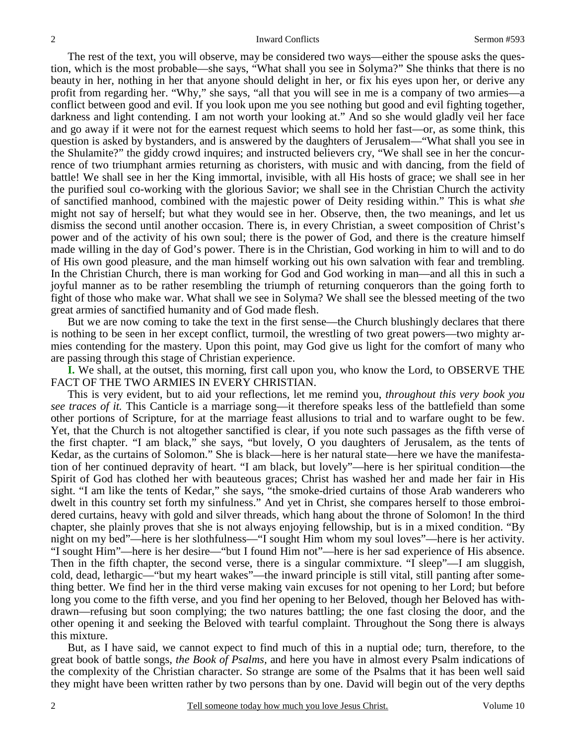The rest of the text, you will observe, may be considered two ways—either the spouse asks the question, which is the most probable—she says, "What shall you see in Solyma?" She thinks that there is no beauty in her, nothing in her that anyone should delight in her, or fix his eyes upon her, or derive any profit from regarding her. "Why," she says, "all that you will see in me is a company of two armies—a conflict between good and evil. If you look upon me you see nothing but good and evil fighting together, darkness and light contending. I am not worth your looking at." And so she would gladly veil her face and go away if it were not for the earnest request which seems to hold her fast—or, as some think, this question is asked by bystanders, and is answered by the daughters of Jerusalem—"What shall you see in the Shulamite?" the giddy crowd inquires; and instructed believers cry, "We shall see in her the concurrence of two triumphant armies returning as choristers, with music and with dancing, from the field of battle! We shall see in her the King immortal, invisible, with all His hosts of grace; we shall see in her the purified soul co-working with the glorious Savior; we shall see in the Christian Church the activity of sanctified manhood, combined with the majestic power of Deity residing within." This is what *she* might not say of herself; but what they would see in her. Observe, then, the two meanings, and let us dismiss the second until another occasion. There is, in every Christian, a sweet composition of Christ's power and of the activity of his own soul; there is the power of God, and there is the creature himself made willing in the day of God's power. There is in the Christian, God working in him to will and to do of His own good pleasure, and the man himself working out his own salvation with fear and trembling. In the Christian Church, there is man working for God and God working in man—and all this in such a joyful manner as to be rather resembling the triumph of returning conquerors than the going forth to fight of those who make war. What shall we see in Solyma? We shall see the blessed meeting of the two great armies of sanctified humanity and of God made flesh.

But we are now coming to take the text in the first sense—the Church blushingly declares that there is nothing to be seen in her except conflict, turmoil, the wrestling of two great powers—two mighty armies contending for the mastery. Upon this point, may God give us light for the comfort of many who are passing through this stage of Christian experience.

**I.** We shall, at the outset, this morning, first call upon you, who know the Lord, to OBSERVE THE FACT OF THE TWO ARMIES IN EVERY CHRISTIAN.

This is very evident, but to aid your reflections, let me remind you, *throughout this very book you see traces of it.* This Canticle is a marriage song—it therefore speaks less of the battlefield than some other portions of Scripture, for at the marriage feast allusions to trial and to warfare ought to be few. Yet, that the Church is not altogether sanctified is clear, if you note such passages as the fifth verse of the first chapter. "I am black," she says, "but lovely, O you daughters of Jerusalem, as the tents of Kedar, as the curtains of Solomon." She is black—here is her natural state—here we have the manifestation of her continued depravity of heart. "I am black, but lovely"—here is her spiritual condition—the Spirit of God has clothed her with beauteous graces; Christ has washed her and made her fair in His sight. "I am like the tents of Kedar," she says, "the smoke-dried curtains of those Arab wanderers who dwelt in this country set forth my sinfulness." And yet in Christ, she compares herself to those embroidered curtains, heavy with gold and silver threads, which hang about the throne of Solomon! In the third chapter, she plainly proves that she is not always enjoying fellowship, but is in a mixed condition. "By night on my bed"—here is her slothfulness—"I sought Him whom my soul loves"—here is her activity. "I sought Him"—here is her desire—"but I found Him not"—here is her sad experience of His absence. Then in the fifth chapter, the second verse, there is a singular commixture. "I sleep"—I am sluggish, cold, dead, lethargic—"but my heart wakes"—the inward principle is still vital, still panting after something better. We find her in the third verse making vain excuses for not opening to her Lord; but before long you come to the fifth verse, and you find her opening to her Beloved, though her Beloved has withdrawn—refusing but soon complying; the two natures battling; the one fast closing the door, and the other opening it and seeking the Beloved with tearful complaint. Throughout the Song there is always this mixture.

But, as I have said, we cannot expect to find much of this in a nuptial ode; turn, therefore, to the great book of battle songs, *the Book of Psalms,* and here you have in almost every Psalm indications of the complexity of the Christian character. So strange are some of the Psalms that it has been well said they might have been written rather by two persons than by one. David will begin out of the very depths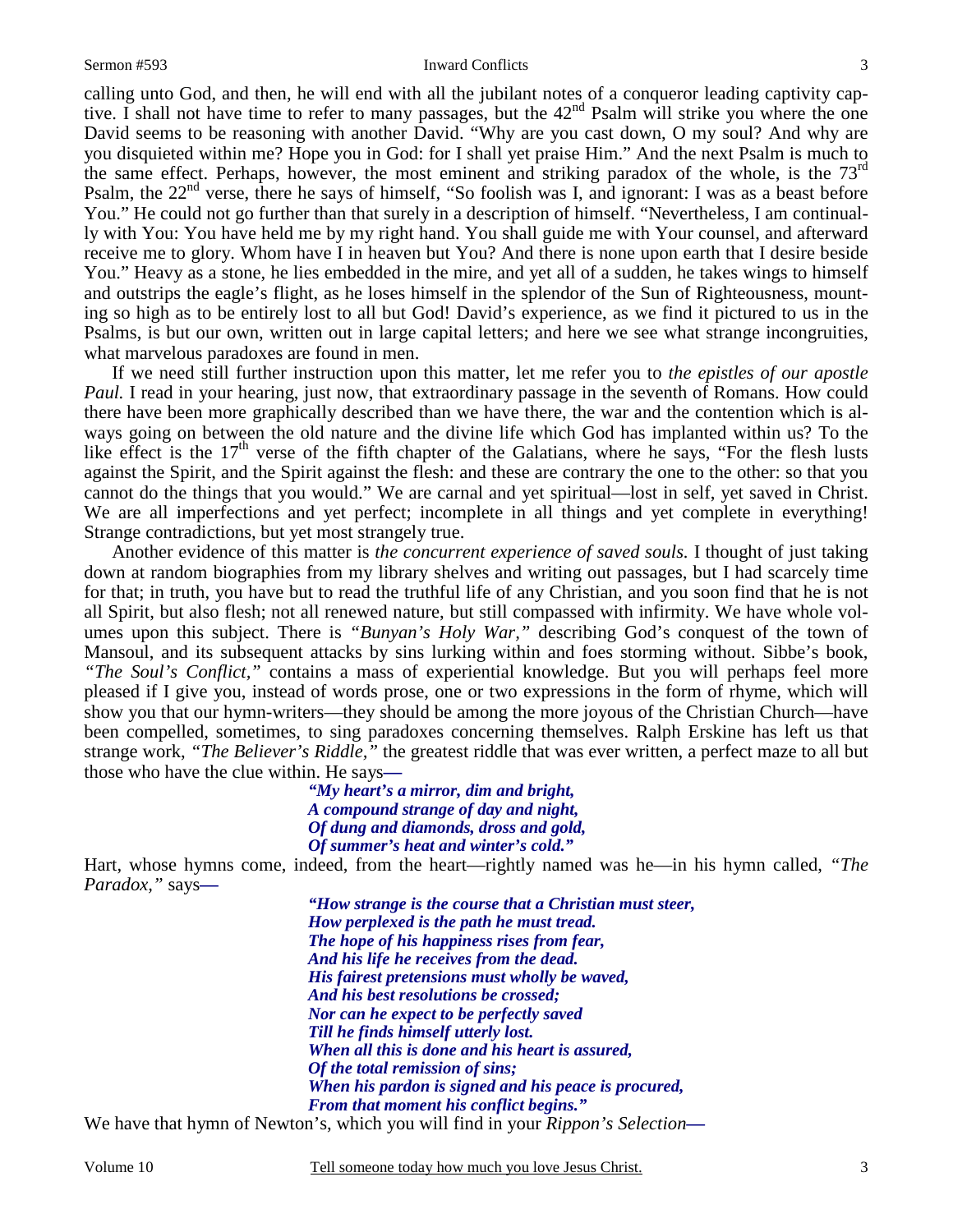calling unto God, and then, he will end with all the jubilant notes of a conqueror leading captivity captive. I shall not have time to refer to many passages, but the 42nd Psalm will strike you where the one David seems to be reasoning with another David. "Why are you cast down, O my soul? And why are you disquieted within me? Hope you in God: for I shall yet praise Him." And the next Psalm is much to the same effect. Perhaps, however, the most eminent and striking paradox of the whole, is the 73rd Psalm, the 22nd verse, there he says of himself, "So foolish was I, and ignorant: I was as a beast before You." He could not go further than that surely in a description of himself. "Nevertheless, I am continually with You: You have held me by my right hand. You shall guide me with Your counsel, and afterward receive me to glory. Whom have I in heaven but You? And there is none upon earth that I desire beside You." Heavy as a stone, he lies embedded in the mire, and yet all of a sudden, he takes wings to himself and outstrips the eagle's flight, as he loses himself in the splendor of the Sun of Righteousness, mounting so high as to be entirely lost to all but God! David's experience, as we find it pictured to us in the Psalms, is but our own, written out in large capital letters; and here we see what strange incongruities, what marvelous paradoxes are found in men.

If we need still further instruction upon this matter, let me refer you to *the epistles of our apostle Paul.* I read in your hearing, just now, that extraordinary passage in the seventh of Romans. How could there have been more graphically described than we have there, the war and the contention which is always going on between the old nature and the divine life which God has implanted within us? To the like effect is the 17th verse of the fifth chapter of the Galatians, where he says, "For the flesh lusts against the Spirit, and the Spirit against the flesh: and these are contrary the one to the other: so that you cannot do the things that you would." We are carnal and yet spiritual—lost in self, yet saved in Christ. We are all imperfections and yet perfect; incomplete in all things and yet complete in everything! Strange contradictions, but yet most strangely true.

Another evidence of this matter is *the concurrent experience of saved souls.* I thought of just taking down at random biographies from my library shelves and writing out passages, but I had scarcely time for that; in truth, you have but to read the truthful life of any Christian, and you soon find that he is not all Spirit, but also flesh; not all renewed nature, but still compassed with infirmity. We have whole volumes upon this subject. There is *"Bunyan's Holy War,"* describing God's conquest of the town of Mansoul, and its subsequent attacks by sins lurking within and foes storming without. Sibbe's book, *"The Soul's Conflict,"* contains a mass of experiential knowledge. But you will perhaps feel more pleased if I give you, instead of words prose, one or two expressions in the form of rhyme, which will show you that our hymn-writers—they should be among the more joyous of the Christian Church—have been compelled, sometimes, to sing paradoxes concerning themselves. Ralph Erskine has left us that strange work, *"The Believer's Riddle,"* the greatest riddle that was ever written, a perfect maze to all but those who have the clue within. He says—

> ***"My heart's a mirror, dim and bright,***
> ***A compound strange of day and night,***
> ***Of dung and diamonds, dross and gold,***
> ***Of summer's heat and winter's cold."***

Hart, whose hymns come, indeed, from the heart—rightly named was he—in his hymn called, *"The Paradox,"* says—

> ***"How strange is the course that a Christian must steer,***
> ***How perplexed is the path he must tread.***
> ***The hope of his happiness rises from fear,***
> ***And his life he receives from the dead.***
> ***His fairest pretensions must wholly be waved,***
> ***And his best resolutions be crossed;***
> ***Nor can he expect to be perfectly saved***
> ***Till he finds himself utterly lost.***
> ***When all this is done and his heart is assured,***
> ***Of the total remission of sins;***
> ***When his pardon is signed and his peace is procured,***
> ***From that moment his conflict begins."***

We have that hymn of Newton's, which you will find in your *Rippon's Selection*—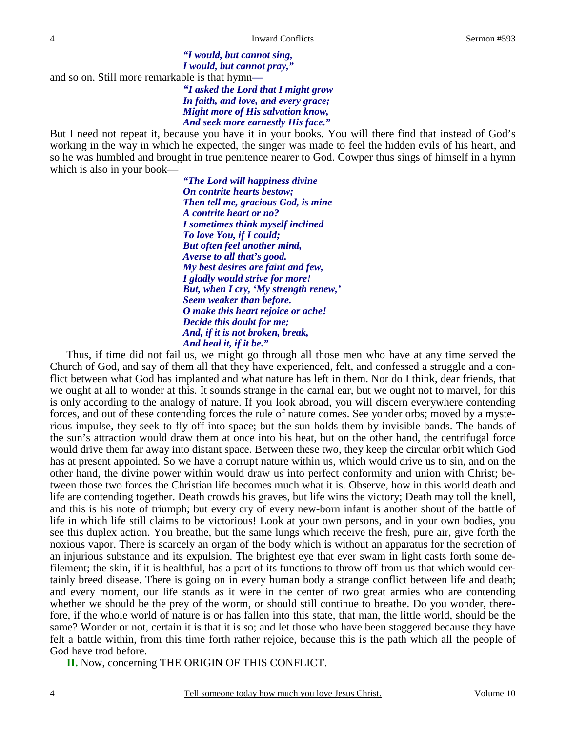> ***"I would, but cannot sing,***
> ***I would, but cannot pray,"***

and so on. Still more remarkable is that hymn—

> ***"I asked the Lord that I might grow***
> ***In faith, and love, and every grace;***
> ***Might more of His salvation know,***
> ***And seek more earnestly His face."***

But I need not repeat it, because you have it in your books. You will there find that instead of God's working in the way in which he expected, the singer was made to feel the hidden evils of his heart, and so he was humbled and brought in true penitence nearer to God. Cowper thus sings of himself in a hymn which is also in your book—

> ***"The Lord will happiness divine***
> ***On contrite hearts bestow;***
> ***Then tell me, gracious God, is mine***
> ***A contrite heart or no?***
> ***I sometimes think myself inclined***
> ***To love You, if I could;***
> ***But often feel another mind,***
> ***Averse to all that's good.***
> ***My best desires are faint and few,***
> ***I gladly would strive for more!***
> ***But, when I cry, 'My strength renew,'***
> ***Seem weaker than before.***
> ***O make this heart rejoice or ache!***
> ***Decide this doubt for me;***
> ***And, if it is not broken, break,***
> ***And heal it, if it be."***

Thus, if time did not fail us, we might go through all those men who have at any time served the Church of God, and say of them all that they have experienced, felt, and confessed a struggle and a conflict between what God has implanted and what nature has left in them. Nor do I think, dear friends, that we ought at all to wonder at this. It sounds strange in the carnal ear, but we ought not to marvel, for this is only according to the analogy of nature. If you look abroad, you will discern everywhere contending forces, and out of these contending forces the rule of nature comes. See yonder orbs; moved by a mysterious impulse, they seek to fly off into space; but the sun holds them by invisible bands. The bands of the sun's attraction would draw them at once into his heat, but on the other hand, the centrifugal force would drive them far away into distant space. Between these two, they keep the circular orbit which God has at present appointed. So we have a corrupt nature within us, which would drive us to sin, and on the other hand, the divine power within would draw us into perfect conformity and union with Christ; between those two forces the Christian life becomes much what it is. Observe, how in this world death and life are contending together. Death crowds his graves, but life wins the victory; Death may toll the knell, and this is his note of triumph; but every cry of every new-born infant is another shout of the battle of life in which life still claims to be victorious! Look at your own persons, and in your own bodies, you see this duplex action. You breathe, but the same lungs which receive the fresh, pure air, give forth the noxious vapor. There is scarcely an organ of the body which is without an apparatus for the secretion of an injurious substance and its expulsion. The brightest eye that ever swam in light casts forth some defilement; the skin, if it is healthful, has a part of its functions to throw off from us that which would certainly breed disease. There is going on in every human body a strange conflict between life and death; and every moment, our life stands as it were in the center of two great armies who are contending whether we should be the prey of the worm, or should still continue to breathe. Do you wonder, therefore, if the whole world of nature is or has fallen into this state, that man, the little world, should be the same? Wonder or not, certain it is that it is so; and let those who have been staggered because they have felt a battle within, from this time forth rather rejoice, because this is the path which all the people of God have trod before.

**II.** Now, concerning THE ORIGIN OF THIS CONFLICT.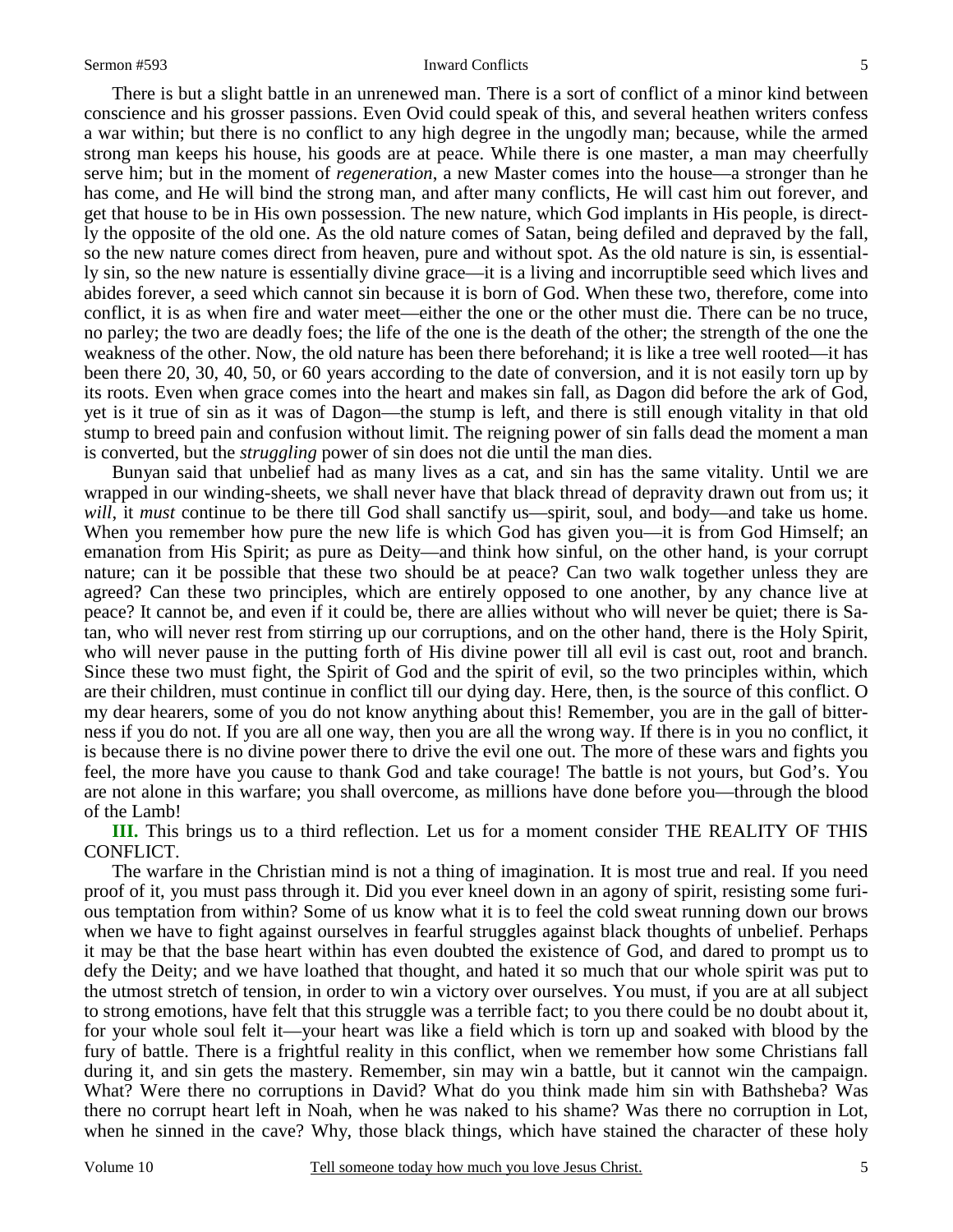There is but a slight battle in an unrenewed man. There is a sort of conflict of a minor kind between conscience and his grosser passions. Even Ovid could speak of this, and several heathen writers confess a war within; but there is no conflict to any high degree in the ungodly man; because, while the armed strong man keeps his house, his goods are at peace. While there is one master, a man may cheerfully serve him; but in the moment of *regeneration*, a new Master comes into the house—a stronger than he has come, and He will bind the strong man, and after many conflicts, He will cast him out forever, and get that house to be in His own possession. The new nature, which God implants in His people, is directly the opposite of the old one. As the old nature comes of Satan, being defiled and depraved by the fall, so the new nature comes direct from heaven, pure and without spot. As the old nature is sin, is essentially sin, so the new nature is essentially divine grace—it is a living and incorruptible seed which lives and abides forever, a seed which cannot sin because it is born of God. When these two, therefore, come into conflict, it is as when fire and water meet—either the one or the other must die. There can be no truce, no parley; the two are deadly foes; the life of the one is the death of the other; the strength of the one the weakness of the other. Now, the old nature has been there beforehand; it is like a tree well rooted—it has been there 20, 30, 40, 50, or 60 years according to the date of conversion, and it is not easily torn up by its roots. Even when grace comes into the heart and makes sin fall, as Dagon did before the ark of God, yet is it true of sin as it was of Dagon—the stump is left, and there is still enough vitality in that old stump to breed pain and confusion without limit. The reigning power of sin falls dead the moment a man is converted, but the *struggling* power of sin does not die until the man dies.

Bunyan said that unbelief had as many lives as a cat, and sin has the same vitality. Until we are wrapped in our winding-sheets, we shall never have that black thread of depravity drawn out from us; it *will*, it *must* continue to be there till God shall sanctify us—spirit, soul, and body—and take us home. When you remember how pure the new life is which God has given you—it is from God Himself; an emanation from His Spirit; as pure as Deity—and think how sinful, on the other hand, is your corrupt nature; can it be possible that these two should be at peace? Can two walk together unless they are agreed? Can these two principles, which are entirely opposed to one another, by any chance live at peace? It cannot be, and even if it could be, there are allies without who will never be quiet; there is Satan, who will never rest from stirring up our corruptions, and on the other hand, there is the Holy Spirit, who will never pause in the putting forth of His divine power till all evil is cast out, root and branch. Since these two must fight, the Spirit of God and the spirit of evil, so the two principles within, which are their children, must continue in conflict till our dying day. Here, then, is the source of this conflict. O my dear hearers, some of you do not know anything about this! Remember, you are in the gall of bitterness if you do not. If you are all one way, then you are all the wrong way. If there is in you no conflict, it is because there is no divine power there to drive the evil one out. The more of these wars and fights you feel, the more have you cause to thank God and take courage! The battle is not yours, but God's. You are not alone in this warfare; you shall overcome, as millions have done before you—through the blood of the Lamb!

**III.** This brings us to a third reflection. Let us for a moment consider THE REALITY OF THIS CONFLICT.

The warfare in the Christian mind is not a thing of imagination. It is most true and real. If you need proof of it, you must pass through it. Did you ever kneel down in an agony of spirit, resisting some furious temptation from within? Some of us know what it is to feel the cold sweat running down our brows when we have to fight against ourselves in fearful struggles against black thoughts of unbelief. Perhaps it may be that the base heart within has even doubted the existence of God, and dared to prompt us to defy the Deity; and we have loathed that thought, and hated it so much that our whole spirit was put to the utmost stretch of tension, in order to win a victory over ourselves. You must, if you are at all subject to strong emotions, have felt that this struggle was a terrible fact; to you there could be no doubt about it, for your whole soul felt it—your heart was like a field which is torn up and soaked with blood by the fury of battle. There is a frightful reality in this conflict, when we remember how some Christians fall during it, and sin gets the mastery. Remember, sin may win a battle, but it cannot win the campaign. What? Were there no corruptions in David? What do you think made him sin with Bathsheba? Was there no corrupt heart left in Noah, when he was naked to his shame? Was there no corruption in Lot, when he sinned in the cave? Why, those black things, which have stained the character of these holy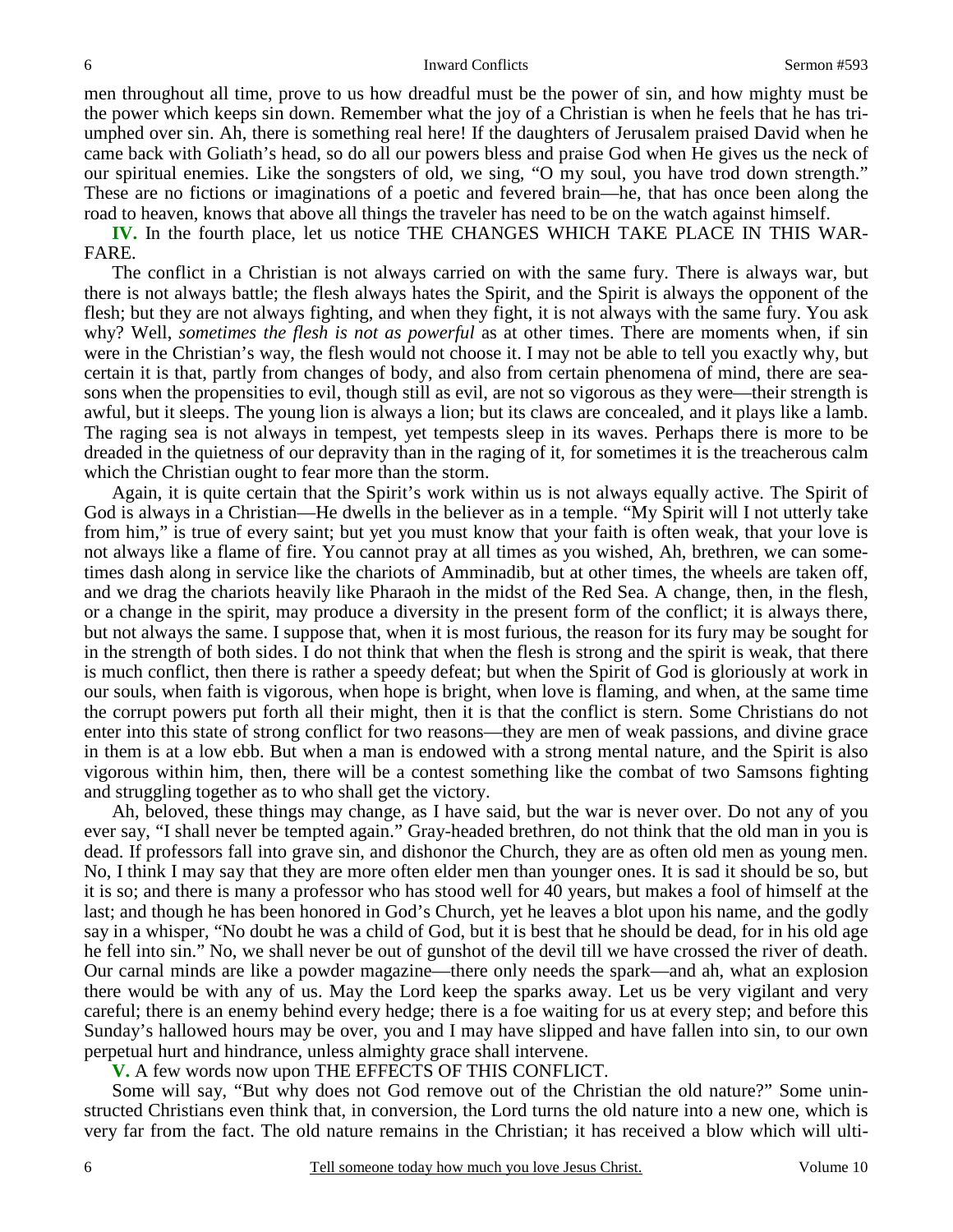men throughout all time, prove to us how dreadful must be the power of sin, and how mighty must be the power which keeps sin down. Remember what the joy of a Christian is when he feels that he has triumphed over sin. Ah, there is something real here! If the daughters of Jerusalem praised David when he came back with Goliath's head, so do all our powers bless and praise God when He gives us the neck of our spiritual enemies. Like the songsters of old, we sing, "O my soul, you have trod down strength." These are no fictions or imaginations of a poetic and fevered brain—he, that has once been along the road to heaven, knows that above all things the traveler has need to be on the watch against himself.

**IV.** In the fourth place, let us notice THE CHANGES WHICH TAKE PLACE IN THIS WARFARE.

The conflict in a Christian is not always carried on with the same fury. There is always war, but there is not always battle; the flesh always hates the Spirit, and the Spirit is always the opponent of the flesh; but they are not always fighting, and when they fight, it is not always with the same fury. You ask why? Well, *sometimes the flesh is not as powerful* as at other times. There are moments when, if sin were in the Christian's way, the flesh would not choose it. I may not be able to tell you exactly why, but certain it is that, partly from changes of body, and also from certain phenomena of mind, there are seasons when the propensities to evil, though still as evil, are not so vigorous as they were—their strength is awful, but it sleeps. The young lion is always a lion; but its claws are concealed, and it plays like a lamb. The raging sea is not always in tempest, yet tempests sleep in its waves. Perhaps there is more to be dreaded in the quietness of our depravity than in the raging of it, for sometimes it is the treacherous calm which the Christian ought to fear more than the storm.

Again, it is quite certain that the Spirit's work within us is not always equally active. The Spirit of God is always in a Christian—He dwells in the believer as in a temple. "My Spirit will I not utterly take from him," is true of every saint; but yet you must know that your faith is often weak, that your love is not always like a flame of fire. You cannot pray at all times as you wished, Ah, brethren, we can sometimes dash along in service like the chariots of Amminadib, but at other times, the wheels are taken off, and we drag the chariots heavily like Pharaoh in the midst of the Red Sea. A change, then, in the flesh, or a change in the spirit, may produce a diversity in the present form of the conflict; it is always there, but not always the same. I suppose that, when it is most furious, the reason for its fury may be sought for in the strength of both sides. I do not think that when the flesh is strong and the spirit is weak, that there is much conflict, then there is rather a speedy defeat; but when the Spirit of God is gloriously at work in our souls, when faith is vigorous, when hope is bright, when love is flaming, and when, at the same time the corrupt powers put forth all their might, then it is that the conflict is stern. Some Christians do not enter into this state of strong conflict for two reasons—they are men of weak passions, and divine grace in them is at a low ebb. But when a man is endowed with a strong mental nature, and the Spirit is also vigorous within him, then, there will be a contest something like the combat of two Samsons fighting and struggling together as to who shall get the victory.

Ah, beloved, these things may change, as I have said, but the war is never over. Do not any of you ever say, "I shall never be tempted again." Gray-headed brethren, do not think that the old man in you is dead. If professors fall into grave sin, and dishonor the Church, they are as often old men as young men. No, I think I may say that they are more often elder men than younger ones. It is sad it should be so, but it is so; and there is many a professor who has stood well for 40 years, but makes a fool of himself at the last; and though he has been honored in God's Church, yet he leaves a blot upon his name, and the godly say in a whisper, "No doubt he was a child of God, but it is best that he should be dead, for in his old age he fell into sin." No, we shall never be out of gunshot of the devil till we have crossed the river of death. Our carnal minds are like a powder magazine—there only needs the spark—and ah, what an explosion there would be with any of us. May the Lord keep the sparks away. Let us be very vigilant and very careful; there is an enemy behind every hedge; there is a foe waiting for us at every step; and before this Sunday's hallowed hours may be over, you and I may have slipped and have fallen into sin, to our own perpetual hurt and hindrance, unless almighty grace shall intervene.

**V.** A few words now upon THE EFFECTS OF THIS CONFLICT.

Some will say, "But why does not God remove out of the Christian the old nature?" Some uninstructed Christians even think that, in conversion, the Lord turns the old nature into a new one, which is very far from the fact. The old nature remains in the Christian; it has received a blow which will ulti-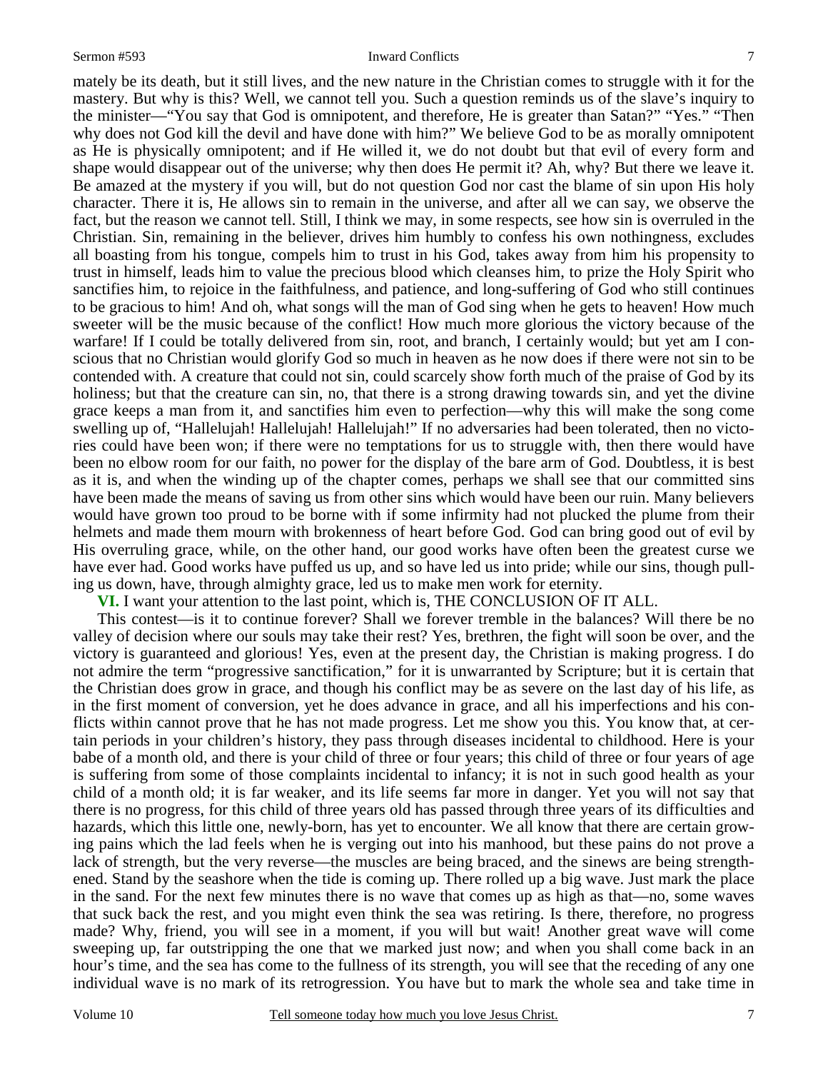mately be its death, but it still lives, and the new nature in the Christian comes to struggle with it for the mastery. But why is this? Well, we cannot tell you. Such a question reminds us of the slave's inquiry to the minister—"You say that God is omnipotent, and therefore, He is greater than Satan?" "Yes." "Then why does not God kill the devil and have done with him?" We believe God to be as morally omnipotent as He is physically omnipotent; and if He willed it, we do not doubt but that evil of every form and shape would disappear out of the universe; why then does He permit it? Ah, why? But there we leave it. Be amazed at the mystery if you will, but do not question God nor cast the blame of sin upon His holy character. There it is, He allows sin to remain in the universe, and after all we can say, we observe the fact, but the reason we cannot tell. Still, I think we may, in some respects, see how sin is overruled in the Christian. Sin, remaining in the believer, drives him humbly to confess his own nothingness, excludes all boasting from his tongue, compels him to trust in his God, takes away from him his propensity to trust in himself, leads him to value the precious blood which cleanses him, to prize the Holy Spirit who sanctifies him, to rejoice in the faithfulness, and patience, and long-suffering of God who still continues to be gracious to him! And oh, what songs will the man of God sing when he gets to heaven! How much sweeter will be the music because of the conflict! How much more glorious the victory because of the warfare! If I could be totally delivered from sin, root, and branch, I certainly would; but yet am I conscious that no Christian would glorify God so much in heaven as he now does if there were not sin to be contended with. A creature that could not sin, could scarcely show forth much of the praise of God by its holiness; but that the creature can sin, no, that there is a strong drawing towards sin, and yet the divine grace keeps a man from it, and sanctifies him even to perfection—why this will make the song come swelling up of, "Hallelujah! Hallelujah! Hallelujah!" If no adversaries had been tolerated, then no victories could have been won; if there were no temptations for us to struggle with, then there would have been no elbow room for our faith, no power for the display of the bare arm of God. Doubtless, it is best as it is, and when the winding up of the chapter comes, perhaps we shall see that our committed sins have been made the means of saving us from other sins which would have been our ruin. Many believers would have grown too proud to be borne with if some infirmity had not plucked the plume from their helmets and made them mourn with brokenness of heart before God. God can bring good out of evil by His overruling grace, while, on the other hand, our good works have often been the greatest curse we have ever had. Good works have puffed us up, and so have led us into pride; while our sins, though pulling us down, have, through almighty grace, led us to make men work for eternity.

**VI.** I want your attention to the last point, which is, THE CONCLUSION OF IT ALL.

This contest—is it to continue forever? Shall we forever tremble in the balances? Will there be no valley of decision where our souls may take their rest? Yes, brethren, the fight will soon be over, and the victory is guaranteed and glorious! Yes, even at the present day, the Christian is making progress. I do not admire the term "progressive sanctification," for it is unwarranted by Scripture; but it is certain that the Christian does grow in grace, and though his conflict may be as severe on the last day of his life, as in the first moment of conversion, yet he does advance in grace, and all his imperfections and his conflicts within cannot prove that he has not made progress. Let me show you this. You know that, at certain periods in your children's history, they pass through diseases incidental to childhood. Here is your babe of a month old, and there is your child of three or four years; this child of three or four years of age is suffering from some of those complaints incidental to infancy; it is not in such good health as your child of a month old; it is far weaker, and its life seems far more in danger. Yet you will not say that there is no progress, for this child of three years old has passed through three years of its difficulties and hazards, which this little one, newly-born, has yet to encounter. We all know that there are certain growing pains which the lad feels when he is verging out into his manhood, but these pains do not prove a lack of strength, but the very reverse—the muscles are being braced, and the sinews are being strengthened. Stand by the seashore when the tide is coming up. There rolled up a big wave. Just mark the place in the sand. For the next few minutes there is no wave that comes up as high as that—no, some waves that suck back the rest, and you might even think the sea was retiring. Is there, therefore, no progress made? Why, friend, you will see in a moment, if you will but wait! Another great wave will come sweeping up, far outstripping the one that we marked just now; and when you shall come back in an hour's time, and the sea has come to the fullness of its strength, you will see that the receding of any one individual wave is no mark of its retrogression. You have but to mark the whole sea and take time in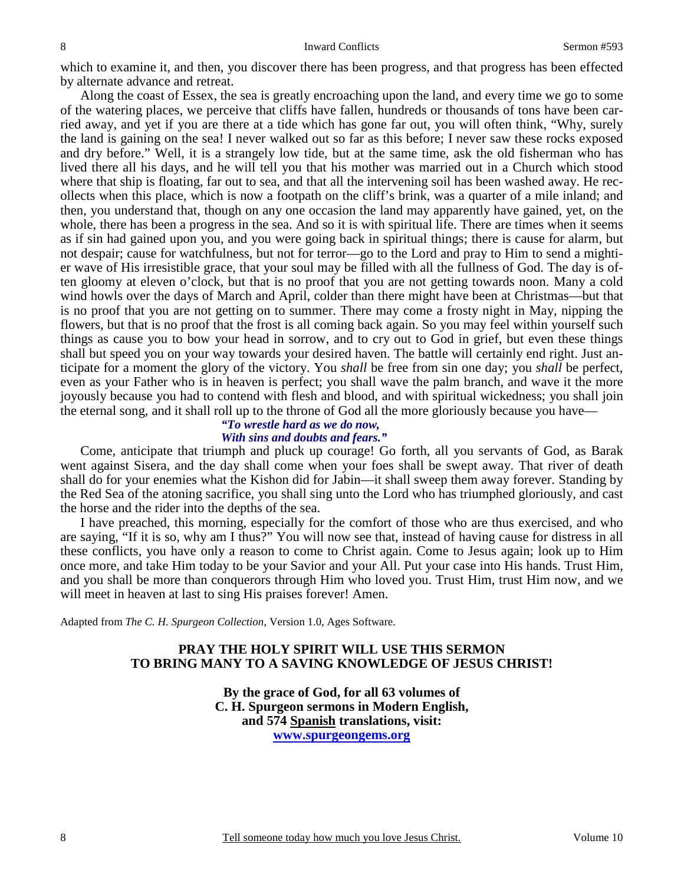which to examine it, and then, you discover there has been progress, and that progress has been effected by alternate advance and retreat.

Along the coast of Essex, the sea is greatly encroaching upon the land, and every time we go to some of the watering places, we perceive that cliffs have fallen, hundreds or thousands of tons have been carried away, and yet if you are there at a tide which has gone far out, you will often think, "Why, surely the land is gaining on the sea! I never walked out so far as this before; I never saw these rocks exposed and dry before." Well, it is a strangely low tide, but at the same time, ask the old fisherman who has lived there all his days, and he will tell you that his mother was married out in a Church which stood where that ship is floating, far out to sea, and that all the intervening soil has been washed away. He recollects when this place, which is now a footpath on the cliff's brink, was a quarter of a mile inland; and then, you understand that, though on any one occasion the land may apparently have gained, yet, on the whole, there has been a progress in the sea. And so it is with spiritual life. There are times when it seems as if sin had gained upon you, and you were going back in spiritual things; there is cause for alarm, but not despair; cause for watchfulness, but not for terror—go to the Lord and pray to Him to send a mightier wave of His irresistible grace, that your soul may be filled with all the fullness of God. The day is often gloomy at eleven o'clock, but that is no proof that you are not getting towards noon. Many a cold wind howls over the days of March and April, colder than there might have been at Christmas—but that is no proof that you are not getting on to summer. There may come a frosty night in May, nipping the flowers, but that is no proof that the frost is all coming back again. So you may feel within yourself such things as cause you to bow your head in sorrow, and to cry out to God in grief, but even these things shall but speed you on your way towards your desired haven. The battle will certainly end right. Just anticipate for a moment the glory of the victory. You *shall* be free from sin one day; you *shall* be perfect, even as your Father who is in heaven is perfect; you shall wave the palm branch, and wave it the more joyously because you had to contend with flesh and blood, and with spiritual wickedness; you shall join the eternal song, and it shall roll up to the throne of God all the more gloriously because you have—

> ***"To wrestle hard as we do now,***
> ***With sins and doubts and fears."***

Come, anticipate that triumph and pluck up courage! Go forth, all you servants of God, as Barak went against Sisera, and the day shall come when your foes shall be swept away. That river of death shall do for your enemies what the Kishon did for Jabin—it shall sweep them away forever. Standing by the Red Sea of the atoning sacrifice, you shall sing unto the Lord who has triumphed gloriously, and cast the horse and the rider into the depths of the sea.

I have preached, this morning, especially for the comfort of those who are thus exercised, and who are saying, "If it is so, why am I thus?" You will now see that, instead of having cause for distress in all these conflicts, you have only a reason to come to Christ again. Come to Jesus again; look up to Him once more, and take Him today to be your Savior and your All. Put your case into His hands. Trust Him, and you shall be more than conquerors through Him who loved you. Trust Him, trust Him now, and we will meet in heaven at last to sing His praises forever! Amen.

Adapted from *The C. H. Spurgeon Collection*, Version 1.0, Ages Software.

**PRAY THE HOLY SPIRIT WILL USE THIS SERMON TO BRING MANY TO A SAVING KNOWLEDGE OF JESUS CHRIST!**

**By the grace of God, for all 63 volumes of C. H. Spurgeon sermons in Modern English, and 574 Spanish translations, visit: www.spurgeongems.org**